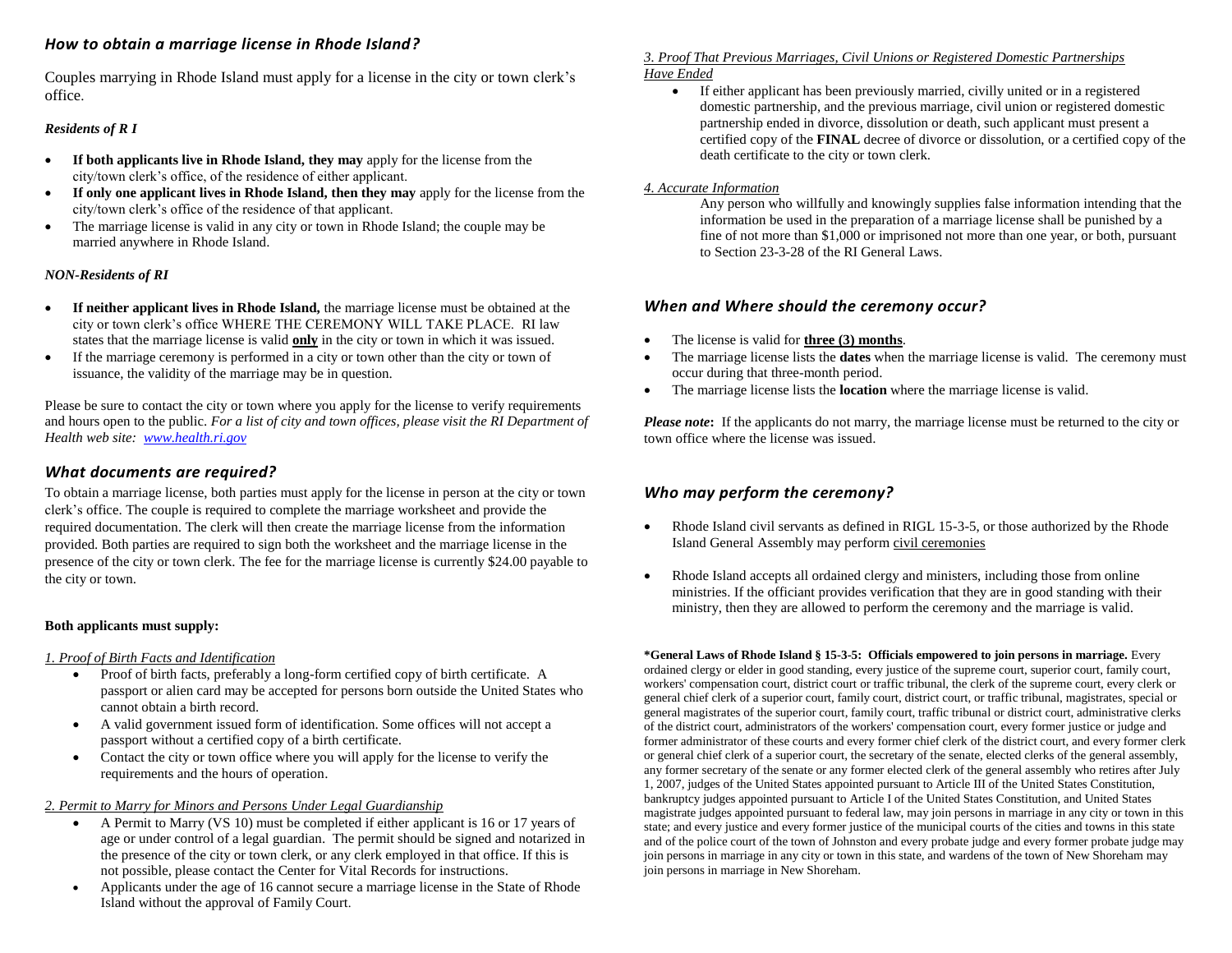## *How to obtain a marriage license in Rhode Island?*

Couples marrying in Rhode Island must apply for a license in the city or town clerk's office.

***Residents of R I***

- **If both applicants live in Rhode Island, they may** apply for the license from the city/town clerk's office, of the residence of either applicant.
- **If only one applicant lives in Rhode Island, then they may** apply for the license from the city/town clerk's office of the residence of that applicant.
- The marriage license is valid in any city or town in Rhode Island; the couple may be married anywhere in Rhode Island.

***NON-Residents of RI***

- **If neither applicant lives in Rhode Island,** the marriage license must be obtained at the city or town clerk's office WHERE THE CEREMONY WILL TAKE PLACE. RI law states that the marriage license is valid **only** in the city or town in which it was issued.
- If the marriage ceremony is performed in a city or town other than the city or town of issuance, the validity of the marriage may be in question.

Please be sure to contact the city or town where you apply for the license to verify requirements and hours open to the public. *For a list of city and town offices, please visit the RI Department of Health web site: www.health.ri.gov*

## *What documents are required?*

To obtain a marriage license, both parties must apply for the license in person at the city or town clerk's office. The couple is required to complete the marriage worksheet and provide the required documentation. The clerk will then create the marriage license from the information provided. Both parties are required to sign both the worksheet and the marriage license in the presence of the city or town clerk. The fee for the marriage license is currently $24.00 payable to the city or town.

**Both applicants must supply:**

*1. Proof of Birth Facts and Identification*

- Proof of birth facts, preferably a long-form certified copy of birth certificate. A passport or alien card may be accepted for persons born outside the United States who cannot obtain a birth record.
- A valid government issued form of identification. Some offices will not accept a passport without a certified copy of a birth certificate.
- Contact the city or town office where you will apply for the license to verify the requirements and the hours of operation.

*2. Permit to Marry for Minors and Persons Under Legal Guardianship*

- A Permit to Marry (VS 10) must be completed if either applicant is 16 or 17 years of age or under control of a legal guardian. The permit should be signed and notarized in the presence of the city or town clerk, or any clerk employed in that office. If this is not possible, please contact the Center for Vital Records for instructions.
- Applicants under the age of 16 cannot secure a marriage license in the State of Rhode Island without the approval of Family Court.

*3. Proof That Previous Marriages, Civil Unions or Registered Domestic Partnerships Have Ended*

- If either applicant has been previously married, civilly united or in a registered domestic partnership, and the previous marriage, civil union or registered domestic partnership ended in divorce, dissolution or death, such applicant must present a certified copy of the **FINAL** decree of divorce or dissolution, or a certified copy of the death certificate to the city or town clerk.

*4. Accurate Information*

Any person who willfully and knowingly supplies false information intending that the information be used in the preparation of a marriage license shall be punished by a fine of not more than $1,000 or imprisoned not more than one year, or both, pursuant to Section 23-3-28 of the RI General Laws.

## *When and Where should the ceremony occur?*

- The license is valid for **three (3) months**.
- The marriage license lists the **dates** when the marriage license is valid. The ceremony must occur during that three-month period.
- The marriage license lists the **location** where the marriage license is valid.

***Please note*:** If the applicants do not marry, the marriage license must be returned to the city or town office where the license was issued.

## *Who may perform the ceremony?*

- Rhode Island civil servants as defined in RIGL 15-3-5, or those authorized by the Rhode Island General Assembly may perform civil ceremonies
- Rhode Island accepts all ordained clergy and ministers, including those from online ministries. If the officiant provides verification that they are in good standing with their ministry, then they are allowed to perform the ceremony and the marriage is valid.

**\*General Laws of Rhode Island § 15-3-5: Officials empowered to join persons in marriage.** Every ordained clergy or elder in good standing, every justice of the supreme court, superior court, family court, workers' compensation court, district court or traffic tribunal, the clerk of the supreme court, every clerk or general chief clerk of a superior court, family court, district court, or traffic tribunal, magistrates, special or general magistrates of the superior court, family court, traffic tribunal or district court, administrative clerks of the district court, administrators of the workers' compensation court, every former justice or judge and former administrator of these courts and every former chief clerk of the district court, and every former clerk or general chief clerk of a superior court, the secretary of the senate, elected clerks of the general assembly, any former secretary of the senate or any former elected clerk of the general assembly who retires after July 1, 2007, judges of the United States appointed pursuant to Article III of the United States Constitution, bankruptcy judges appointed pursuant to Article I of the United States Constitution, and United States magistrate judges appointed pursuant to federal law, may join persons in marriage in any city or town in this state; and every justice and every former justice of the municipal courts of the cities and towns in this state and of the police court of the town of Johnston and every probate judge and every former probate judge may join persons in marriage in any city or town in this state, and wardens of the town of New Shoreham may join persons in marriage in New Shoreham.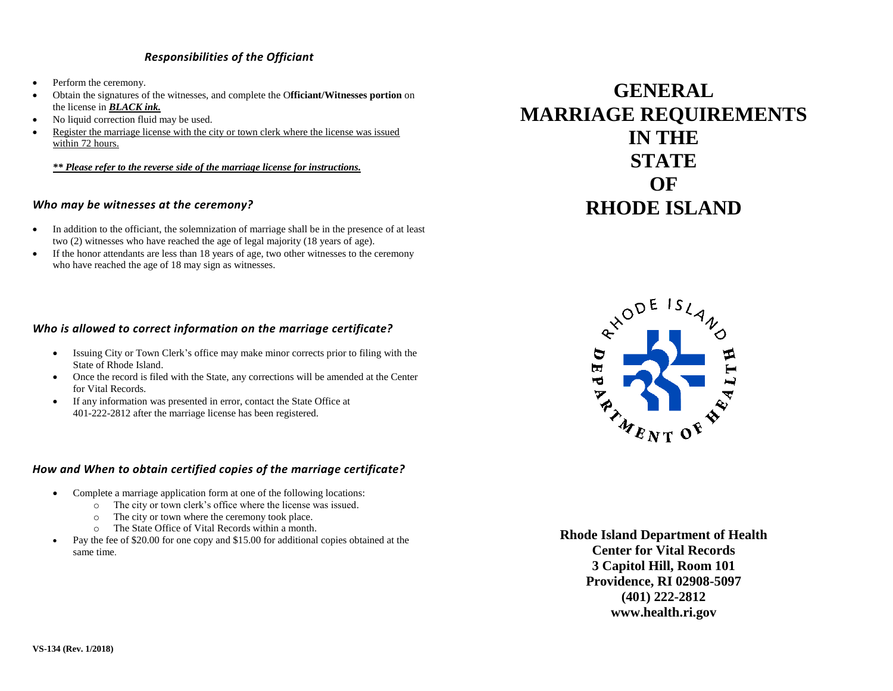### *Responsibilities of the Officiant*

- Perform the ceremony.
- Obtain the signatures of the witnesses, and complete the O**fficiant/Witnesses portion** on the license in ***BLACK ink.***
- No liquid correction fluid may be used.
- Register the marriage license with the city or town clerk where the license was issued within 72 hours.

***\*\* Please refer to the reverse side of the marriage license for instructions.***

### *Who may be witnesses at the ceremony?*

- In addition to the officiant, the solemnization of marriage shall be in the presence of at least two (2) witnesses who have reached the age of legal majority (18 years of age).
- If the honor attendants are less than 18 years of age, two other witnesses to the ceremony who have reached the age of 18 may sign as witnesses.

### *Who is allowed to correct information on the marriage certificate?*

- Issuing City or Town Clerk's office may make minor corrects prior to filing with the State of Rhode Island.
- Once the record is filed with the State, any corrections will be amended at the Center for Vital Records.
- If any information was presented in error, contact the State Office at 401-222-2812 after the marriage license has been registered.

### *How and When to obtain certified copies of the marriage certificate?*

- Complete a marriage application form at one of the following locations:
  - The city or town clerk's office where the license was issued.
  - The city or town where the ceremony took place.
  - The State Office of Vital Records within a month.
- Pay the fee of $20.00 for one copy and $15.00 for additional copies obtained at the same time.

**VS-134 (Rev. 1/2018)**

# GENERAL MARRIAGE REQUIREMENTS IN THE STATE OF RHODE ISLAND

RHODE ISLAND DEPARTMENT OF HEALTH

**Rhode Island Department of Health**
**Center for Vital Records**
**3 Capitol Hill, Room 101**
**Providence, RI 02908-5097**
**(401) 222-2812**
**www.health.ri.gov**